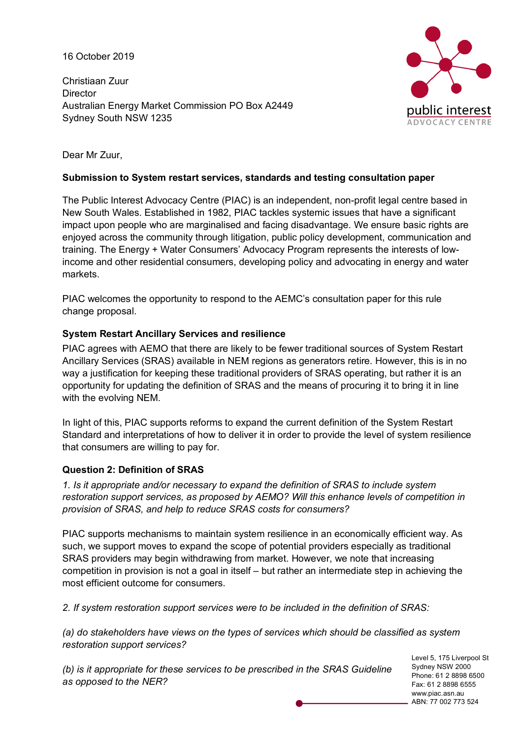16 October 2019

Christiaan Zuur
Director
Australian Energy Market Commission PO Box A2449
Sydney South NSW 1235

Dear Mr Zuur,

**Submission to System restart services, standards and testing consultation paper**

The Public Interest Advocacy Centre (PIAC) is an independent, non-profit legal centre based in New South Wales. Established in 1982, PIAC tackles systemic issues that have a significant impact upon people who are marginalised and facing disadvantage. We ensure basic rights are enjoyed across the community through litigation, public policy development, communication and training. The Energy + Water Consumers' Advocacy Program represents the interests of low-income and other residential consumers, developing policy and advocating in energy and water markets.

PIAC welcomes the opportunity to respond to the AEMC's consultation paper for this rule change proposal.

**System Restart Ancillary Services and resilience**

PIAC agrees with AEMO that there are likely to be fewer traditional sources of System Restart Ancillary Services (SRAS) available in NEM regions as generators retire. However, this is in no way a justification for keeping these traditional providers of SRAS operating, but rather it is an opportunity for updating the definition of SRAS and the means of procuring it to bring it in line with the evolving NEM.

In light of this, PIAC supports reforms to expand the current definition of the System Restart Standard and interpretations of how to deliver it in order to provide the level of system resilience that consumers are willing to pay for.

**Question 2: Definition of SRAS**

*1. Is it appropriate and/or necessary to expand the definition of SRAS to include system restoration support services, as proposed by AEMO? Will this enhance levels of competition in provision of SRAS, and help to reduce SRAS costs for consumers?*

PIAC supports mechanisms to maintain system resilience in an economically efficient way. As such, we support moves to expand the scope of potential providers especially as traditional SRAS providers may begin withdrawing from market. However, we note that increasing competition in provision is not a goal in itself – but rather an intermediate step in achieving the most efficient outcome for consumers.

*2. If system restoration support services were to be included in the definition of SRAS:*

*(a) do stakeholders have views on the types of services which should be classified as system restoration support services?*

*(b) is it appropriate for these services to be prescribed in the SRAS Guideline as opposed to the NER?*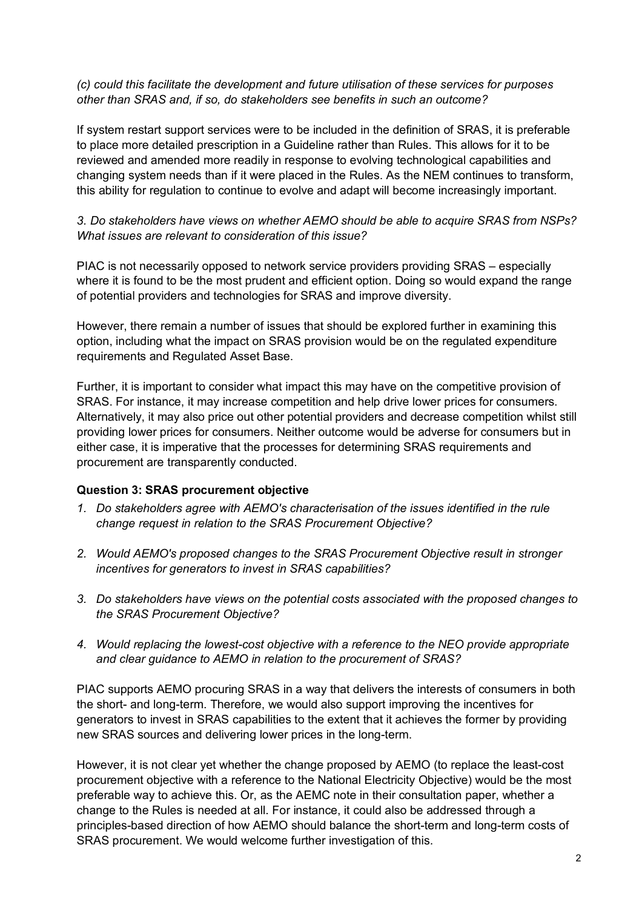*(c) could this facilitate the development and future utilisation of these services for purposes other than SRAS and, if so, do stakeholders see benefits in such an outcome?*

If system restart support services were to be included in the definition of SRAS, it is preferable to place more detailed prescription in a Guideline rather than Rules. This allows for it to be reviewed and amended more readily in response to evolving technological capabilities and changing system needs than if it were placed in the Rules. As the NEM continues to transform, this ability for regulation to continue to evolve and adapt will become increasingly important.

*3. Do stakeholders have views on whether AEMO should be able to acquire SRAS from NSPs? What issues are relevant to consideration of this issue?*

PIAC is not necessarily opposed to network service providers providing SRAS – especially where it is found to be the most prudent and efficient option. Doing so would expand the range of potential providers and technologies for SRAS and improve diversity.

However, there remain a number of issues that should be explored further in examining this option, including what the impact on SRAS provision would be on the regulated expenditure requirements and Regulated Asset Base.

Further, it is important to consider what impact this may have on the competitive provision of SRAS. For instance, it may increase competition and help drive lower prices for consumers. Alternatively, it may also price out other potential providers and decrease competition whilst still providing lower prices for consumers. Neither outcome would be adverse for consumers but in either case, it is imperative that the processes for determining SRAS requirements and procurement are transparently conducted.

**Question 3: SRAS procurement objective**

1. *Do stakeholders agree with AEMO's characterisation of the issues identified in the rule change request in relation to the SRAS Procurement Objective?*
2. *Would AEMO's proposed changes to the SRAS Procurement Objective result in stronger incentives for generators to invest in SRAS capabilities?*
3. *Do stakeholders have views on the potential costs associated with the proposed changes to the SRAS Procurement Objective?*
4. *Would replacing the lowest-cost objective with a reference to the NEO provide appropriate and clear guidance to AEMO in relation to the procurement of SRAS?*

PIAC supports AEMO procuring SRAS in a way that delivers the interests of consumers in both the short- and long-term. Therefore, we would also support improving the incentives for generators to invest in SRAS capabilities to the extent that it achieves the former by providing new SRAS sources and delivering lower prices in the long-term.

However, it is not clear yet whether the change proposed by AEMO (to replace the least-cost procurement objective with a reference to the National Electricity Objective) would be the most preferable way to achieve this. Or, as the AEMC note in their consultation paper, whether a change to the Rules is needed at all. For instance, it could also be addressed through a principles-based direction of how AEMO should balance the short-term and long-term costs of SRAS procurement. We would welcome further investigation of this.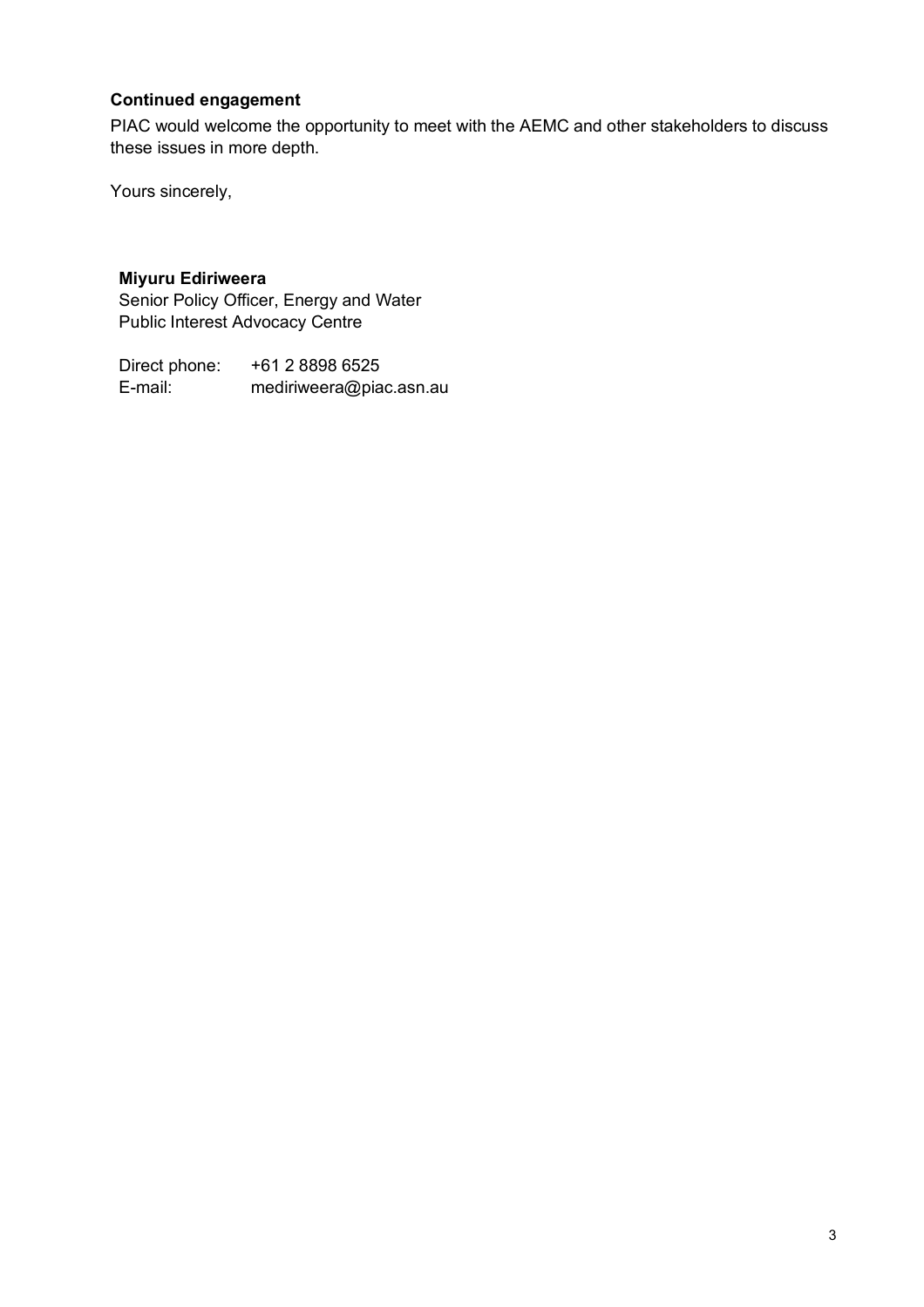**Continued engagement**

PIAC would welcome the opportunity to meet with the AEMC and other stakeholders to discuss these issues in more depth.

Yours sincerely,

**Miyuru Ediriweera**
Senior Policy Officer, Energy and Water
Public Interest Advocacy Centre

Direct phone: +61 2 8898 6525
E-mail: mediriweera@piac.asn.au